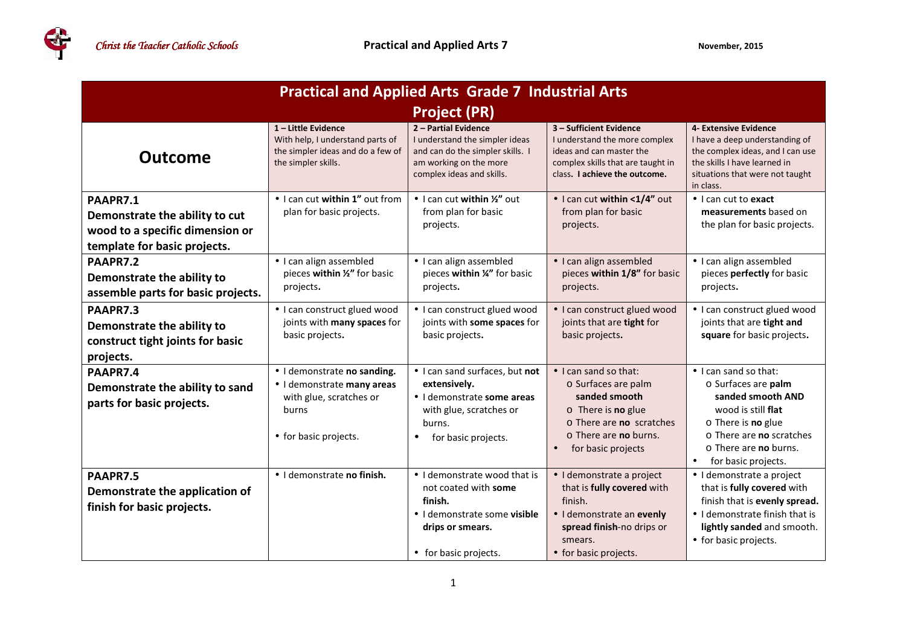# Practical and Applied Arts Grade 7 Industrial Arts

## Project (PR)

| Outcome | 1 – Little Evidence With help, I understand parts of the simpler ideas and do a few of the simpler skills. | 2 – Partial Evidence I understand the simpler ideas and can do the simpler skills. I am working on the more complex ideas and skills. | 3 – Sufficient Evidence I understand the more complex ideas and can master the complex skills that are taught in class. **I achieve the outcome.** | 4- Extensive Evidence I have a deep understanding of the complex ideas, and I can use the skills I have learned in situations that were not taught in class. |
|---|---|---|---|---|
| **PAAPR7.1 Demonstrate the ability to cut wood to a specific dimension or template for basic projects.** | • I can cut **within 1"** out from plan for basic projects. | • I can cut **within ½"** out from plan for basic projects. | • I can cut **within <1/4"** out from plan for basic projects. | • I can cut to **exact measurements** based on the plan for basic projects. |
| **PAAPR7.2 Demonstrate the ability to assemble parts for basic projects.** | • I can align assembled pieces **within ½"** for basic projects**.** | • I can align assembled pieces **within ¼"** for basic projects**.** | • I can align assembled pieces **within 1/8"** for basic projects. | • I can align assembled pieces **perfectly** for basic projects**.** |
| **PAAPR7.3 Demonstrate the ability to construct tight joints for basic projects.** | • I can construct glued wood joints with **many spaces** for basic projects**.** | • I can construct glued wood joints with **some spaces** for basic projects**.** | • I can construct glued wood joints that are **tight** for basic projects**.** | • I can construct glued wood joints that are **tight and square** for basic projects**.** |
| **PAAPR7.4 Demonstrate the ability to sand parts for basic projects.** | • I demonstrate **no sanding.** <br> • I demonstrate **many areas** with glue, scratches or burns <br> • for basic projects. | • I can sand surfaces, but **not extensively.** <br> • I demonstrate **some areas** with glue, scratches or burns. <br> • for basic projects. | • I can sand so that: <br> o Surfaces are palm **sanded smooth** <br> o There is **no** glue <br> o There are **no** scratches <br> o There are **no** burns. <br> • for basic projects | • I can sand so that: <br> o Surfaces are **palm sanded smooth AND** wood is still **flat** <br> o There is **no** glue <br> o There are **no** scratches <br> o There are **no** burns. <br> • for basic projects. |
| **PAAPR7.5 Demonstrate the application of finish for basic projects.** | • I demonstrate **no finish.** | • I demonstrate wood that is not coated with **some finish.** <br> • I demonstrate some **visible drips or smears.** <br> • for basic projects. | • I demonstrate a project that is **fully covered** with finish. <br> • I demonstrate an **evenly spread finish**-no drips or smears. <br> • for basic projects. | • I demonstrate a project that is **fully covered** with finish that is **evenly spread.** <br> • I demonstrate finish that is **lightly sanded** and smooth. <br> • for basic projects. |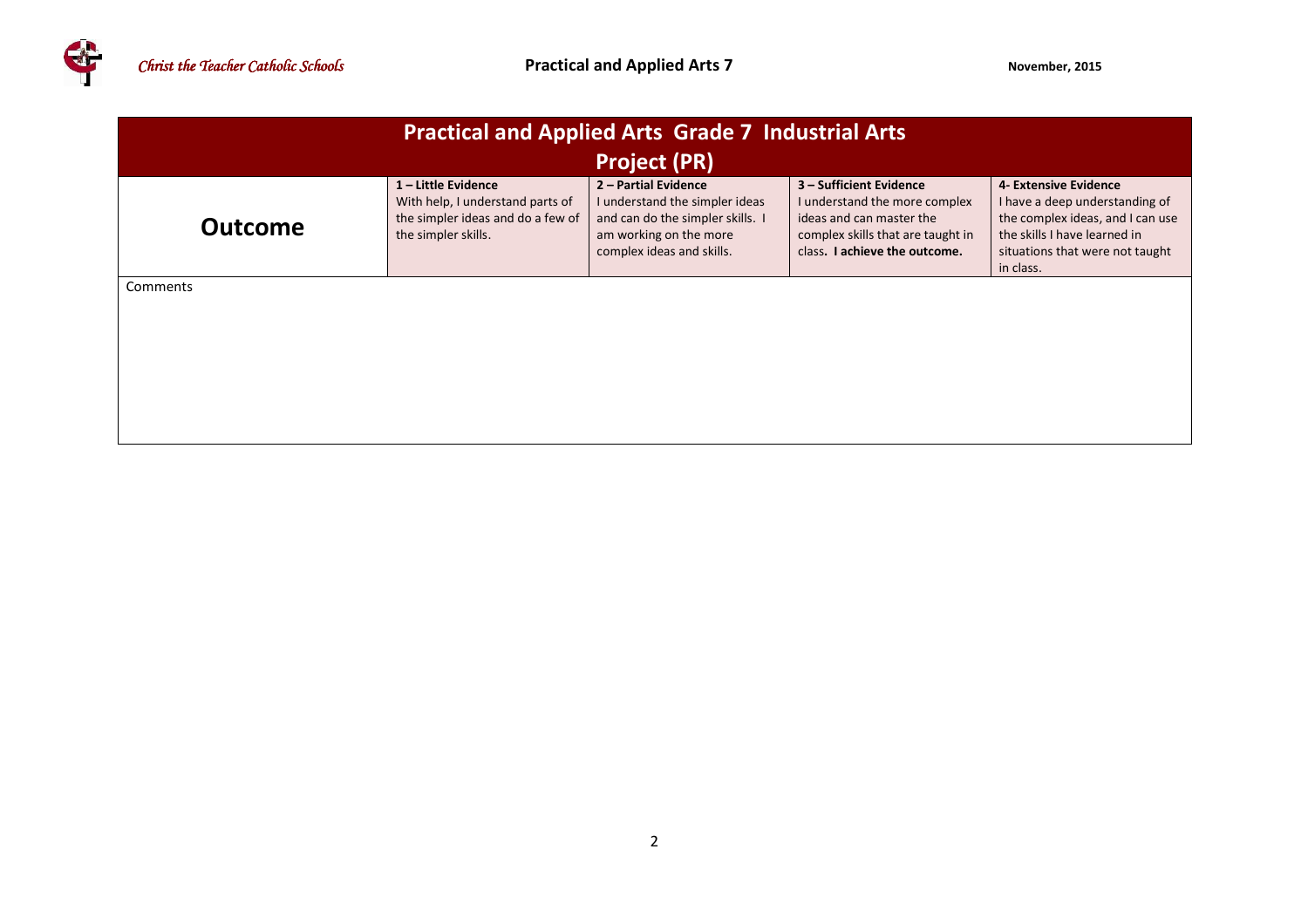| Practical and Applied Arts Grade 7 Industrial Arts Project (PR) | | | | |
|---|---|---|---|---|
| **Outcome** | **1 – Little Evidence** With help, I understand parts of the simpler ideas and do a few of the simpler skills. | **2 – Partial Evidence** I understand the simpler ideas and can do the simpler skills. I am working on the more complex ideas and skills. | **3 – Sufficient Evidence** I understand the more complex ideas and can master the complex skills that are taught in class**. I achieve the outcome.** | **4- Extensive Evidence** I have a deep understanding of the complex ideas, and I can use the skills I have learned in situations that were not taught in class. |
| Comments | | | | |